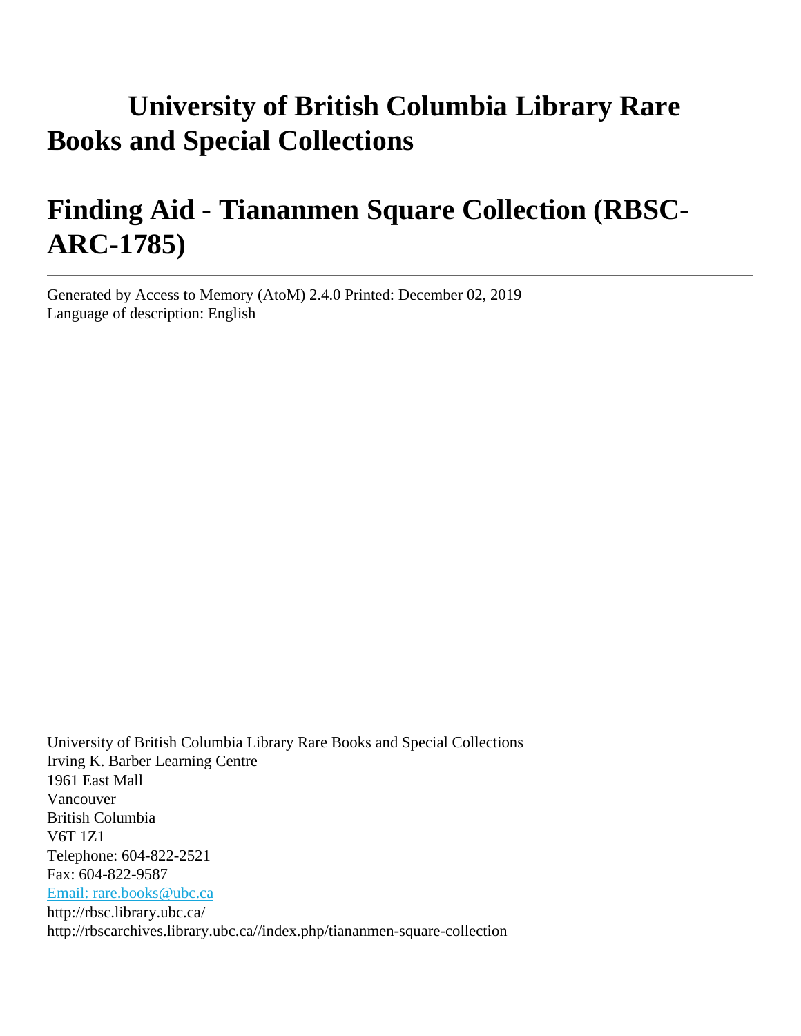# University of British Columbia Library Rare Books and Special Collections

# Finding Aid - Tiananmen Square Collection (RBSC-ARC-1785)

---

Generated by Access to Memory (AtoM) 2.4.0 Printed: December 02, 2019
Language of description: English

University of British Columbia Library Rare Books and Special Collections
Irving K. Barber Learning Centre
1961 East Mall
Vancouver
British Columbia
V6T 1Z1
Telephone: 604-822-2521
Fax: 604-822-9587
Email: rare.books@ubc.ca
http://rbsc.library.ubc.ca/
http://rbscarchives.library.ubc.ca//index.php/tiananmen-square-collection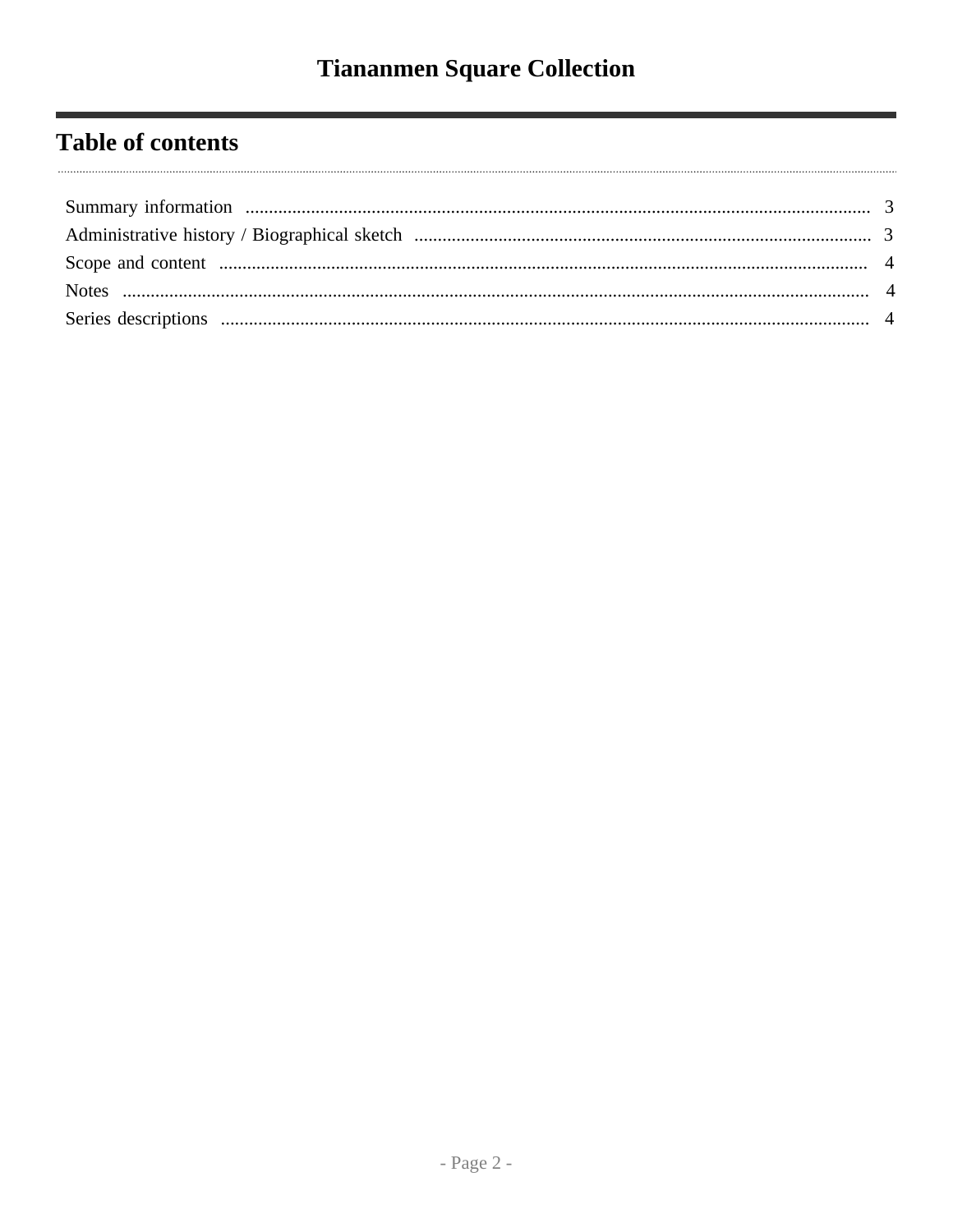## Table of contents

Summary information ........................................................................ 3
Administrative history / Biographical sketch ........................................... 3
Scope and content ........................................................................... 4
Notes ....................................................................................... 4
Series descriptions ......................................................................... 4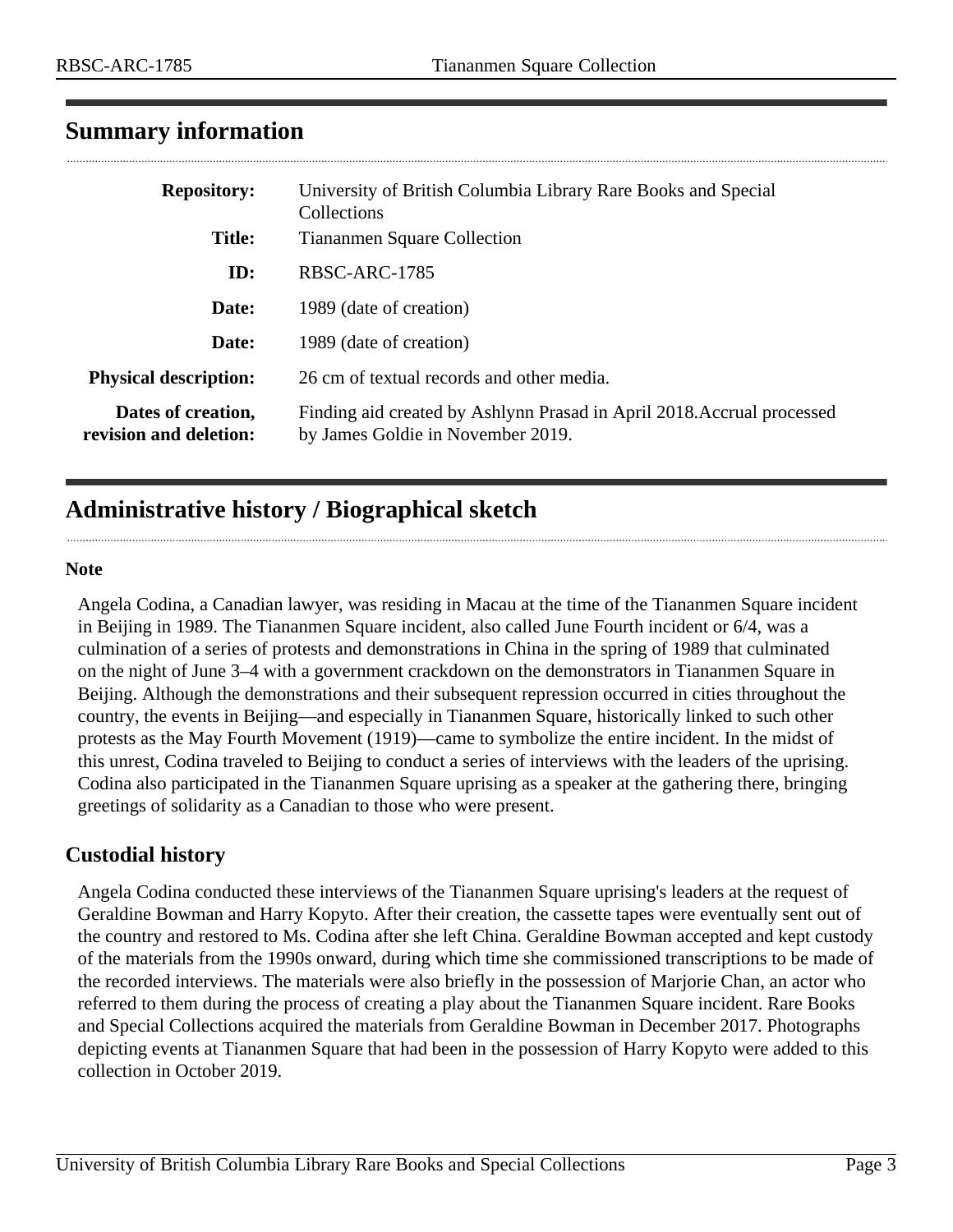## Summary information

| | |
|---|---|
| **Repository:** | University of British Columbia Library Rare Books and Special Collections |
| **Title:** | Tiananmen Square Collection |
| **ID:** | RBSC-ARC-1785 |
| **Date:** | 1989 (date of creation) |
| **Date:** | 1989 (date of creation) |
| **Physical description:** | 26 cm of textual records and other media. |
| **Dates of creation, revision and deletion:** | Finding aid created by Ashlynn Prasad in April 2018.Accrual processed by James Goldie in November 2019. |

## Administrative history / Biographical sketch

**Note**

Angela Codina, a Canadian lawyer, was residing in Macau at the time of the Tiananmen Square incident in Beijing in 1989. The Tiananmen Square incident, also called June Fourth incident or 6/4, was a culmination of a series of protests and demonstrations in China in the spring of 1989 that culminated on the night of June 3–4 with a government crackdown on the demonstrators in Tiananmen Square in Beijing. Although the demonstrations and their subsequent repression occurred in cities throughout the country, the events in Beijing—and especially in Tiananmen Square, historically linked to such other protests as the May Fourth Movement (1919)—came to symbolize the entire incident. In the midst of this unrest, Codina traveled to Beijing to conduct a series of interviews with the leaders of the uprising. Codina also participated in the Tiananmen Square uprising as a speaker at the gathering there, bringing greetings of solidarity as a Canadian to those who were present.

### Custodial history

Angela Codina conducted these interviews of the Tiananmen Square uprising's leaders at the request of Geraldine Bowman and Harry Kopyto. After their creation, the cassette tapes were eventually sent out of the country and restored to Ms. Codina after she left China. Geraldine Bowman accepted and kept custody of the materials from the 1990s onward, during which time she commissioned transcriptions to be made of the recorded interviews. The materials were also briefly in the possession of Marjorie Chan, an actor who referred to them during the process of creating a play about the Tiananmen Square incident. Rare Books and Special Collections acquired the materials from Geraldine Bowman in December 2017. Photographs depicting events at Tiananmen Square that had been in the possession of Harry Kopyto were added to this collection in October 2019.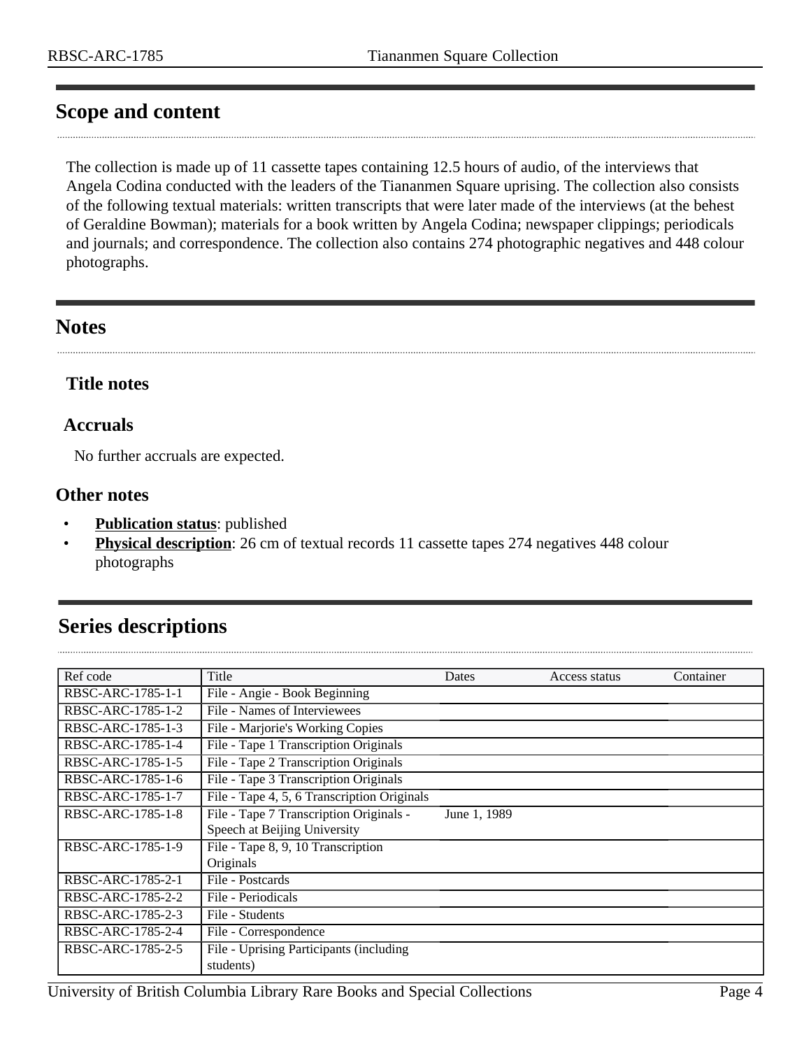## Scope and content

The collection is made up of 11 cassette tapes containing 12.5 hours of audio, of the interviews that Angela Codina conducted with the leaders of the Tiananmen Square uprising. The collection also consists of the following textual materials: written transcripts that were later made of the interviews (at the behest of Geraldine Bowman); materials for a book written by Angela Codina; newspaper clippings; periodicals and journals; and correspondence. The collection also contains 274 photographic negatives and 448 colour photographs.

## Notes

### Title notes

### Accruals

No further accruals are expected.

### Other notes

- **Publication status**: published
- **Physical description**: 26 cm of textual records 11 cassette tapes 274 negatives 448 colour photographs

## Series descriptions

| Ref code | Title | Dates | Access status | Container |
|---|---|---|---|---|
| RBSC-ARC-1785-1-1 | File - Angie - Book Beginning | | | |
| RBSC-ARC-1785-1-2 | File - Names of Interviewees | | | |
| RBSC-ARC-1785-1-3 | File - Marjorie's Working Copies | | | |
| RBSC-ARC-1785-1-4 | File - Tape 1 Transcription Originals | | | |
| RBSC-ARC-1785-1-5 | File - Tape 2 Transcription Originals | | | |
| RBSC-ARC-1785-1-6 | File - Tape 3 Transcription Originals | | | |
| RBSC-ARC-1785-1-7 | File - Tape 4, 5, 6 Transcription Originals | | | |
| RBSC-ARC-1785-1-8 | File - Tape 7 Transcription Originals - Speech at Beijing University | June 1, 1989 | | |
| RBSC-ARC-1785-1-9 | File - Tape 8, 9, 10 Transcription Originals | | | |
| RBSC-ARC-1785-2-1 | File - Postcards | | | |
| RBSC-ARC-1785-2-2 | File - Periodicals | | | |
| RBSC-ARC-1785-2-3 | File - Students | | | |
| RBSC-ARC-1785-2-4 | File - Correspondence | | | |
| RBSC-ARC-1785-2-5 | File - Uprising Participants (including students) | | | |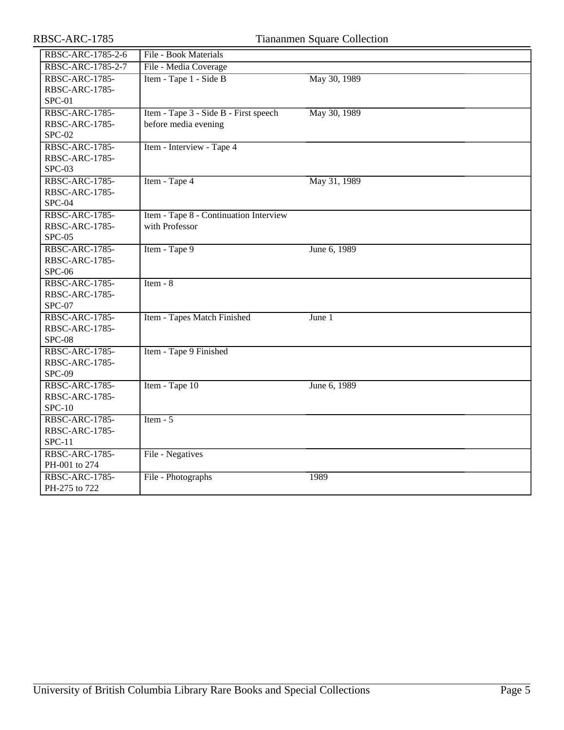| | | |
|---|---|---|
| RBSC-ARC-1785-2-6 | File - Book Materials | |
| RBSC-ARC-1785-2-7 | File - Media Coverage | |
| RBSC-ARC-1785-RBSC-ARC-1785-SPC-01 | Item - Tape 1 - Side B | May 30, 1989 |
| RBSC-ARC-1785-RBSC-ARC-1785-SPC-02 | Item - Tape 3 - Side B - First speech before media evening | May 30, 1989 |
| RBSC-ARC-1785-RBSC-ARC-1785-SPC-03 | Item - Interview - Tape 4 | |
| RBSC-ARC-1785-RBSC-ARC-1785-SPC-04 | Item - Tape 4 | May 31, 1989 |
| RBSC-ARC-1785-RBSC-ARC-1785-SPC-05 | Item - Tape 8 - Continuation Interview with Professor | |
| RBSC-ARC-1785-RBSC-ARC-1785-SPC-06 | Item - Tape 9 | June 6, 1989 |
| RBSC-ARC-1785-RBSC-ARC-1785-SPC-07 | Item - 8 | |
| RBSC-ARC-1785-RBSC-ARC-1785-SPC-08 | Item - Tapes Match Finished | June 1 |
| RBSC-ARC-1785-RBSC-ARC-1785-SPC-09 | Item - Tape 9 Finished | |
| RBSC-ARC-1785-RBSC-ARC-1785-SPC-10 | Item - Tape 10 | June 6, 1989 |
| RBSC-ARC-1785-RBSC-ARC-1785-SPC-11 | Item - 5 | |
| RBSC-ARC-1785-PH-001 to 274 | File - Negatives | |
| RBSC-ARC-1785-PH-275 to 722 | File - Photographs | 1989 |